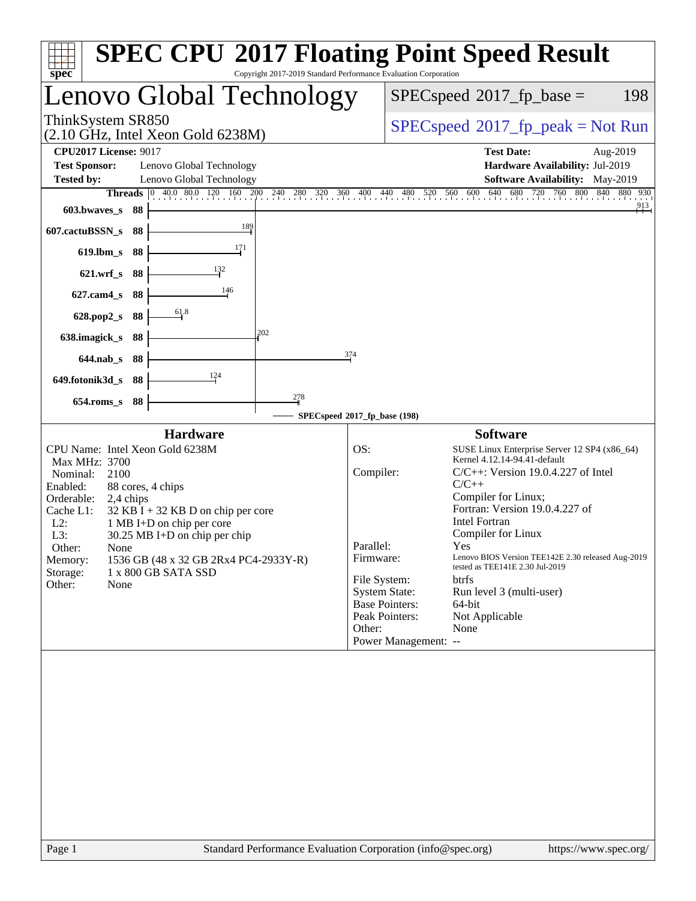# SPEC CPU 2017 Floating Point Speed Result

Copyright 2017-2019 Standard Performance Evaluation Corporation

## Lenovo Global Technology

ThinkSystem SR850
(2.10 GHz, Intel Xeon Gold 6238M)

SPECspeed 2017_fp_base = 198

SPECspeed 2017_fp_peak = Not Run

**CPU2017 License:** 9017
**Test Sponsor:** Lenovo Global Technology
**Tested by:** Lenovo Global Technology

**Test Date:** Aug-2019
**Hardware Availability:** Jul-2019
**Software Availability:** May-2019

| Benchmark | Threads | SPECspeed 2017_fp_base (198) |
|---|---|---|
| 603.bwaves_s | 88 | 913 |
| 607.cactuBSSN_s | 88 | 189 |
| 619.lbm_s | 88 | 171 |
| 621.wrf_s | 88 | 132 |
| 627.cam4_s | 88 | 146 |
| 628.pop2_s | 88 | 61.8 |
| 638.imagick_s | 88 | 202 |
| 644.nab_s | 88 | 374 |
| 649.fotonik3d_s | 88 | 124 |
| 654.roms_s | 88 | 278 |

### Hardware

CPU Name: Intel Xeon Gold 6238M
Max MHz: 3700
Nominal: 2100
Enabled: 88 cores, 4 chips
Orderable: 2,4 chips
Cache L1: 32 KB I + 32 KB D on chip per core
L2: 1 MB I+D on chip per core
L3: 30.25 MB I+D on chip per chip
Other: None
Memory: 1536 GB (48 x 32 GB 2Rx4 PC4-2933Y-R)
Storage: 1 x 800 GB SATA SSD
Other: None

### Software

OS: SUSE Linux Enterprise Server 12 SP4 (x86_64) Kernel 4.12.14-94.41-default
Compiler: C/C++: Version 19.0.4.227 of Intel C/C++ Compiler for Linux; Fortran: Version 19.0.4.227 of Intel Fortran Compiler for Linux
Parallel: Yes
Firmware: Lenovo BIOS Version TEE142E 2.30 released Aug-2019 tested as TEE141E 2.30 Jul-2019
File System: btrfs
System State: Run level 3 (multi-user)
Base Pointers: 64-bit
Peak Pointers: Not Applicable
Other: None
Power Management: --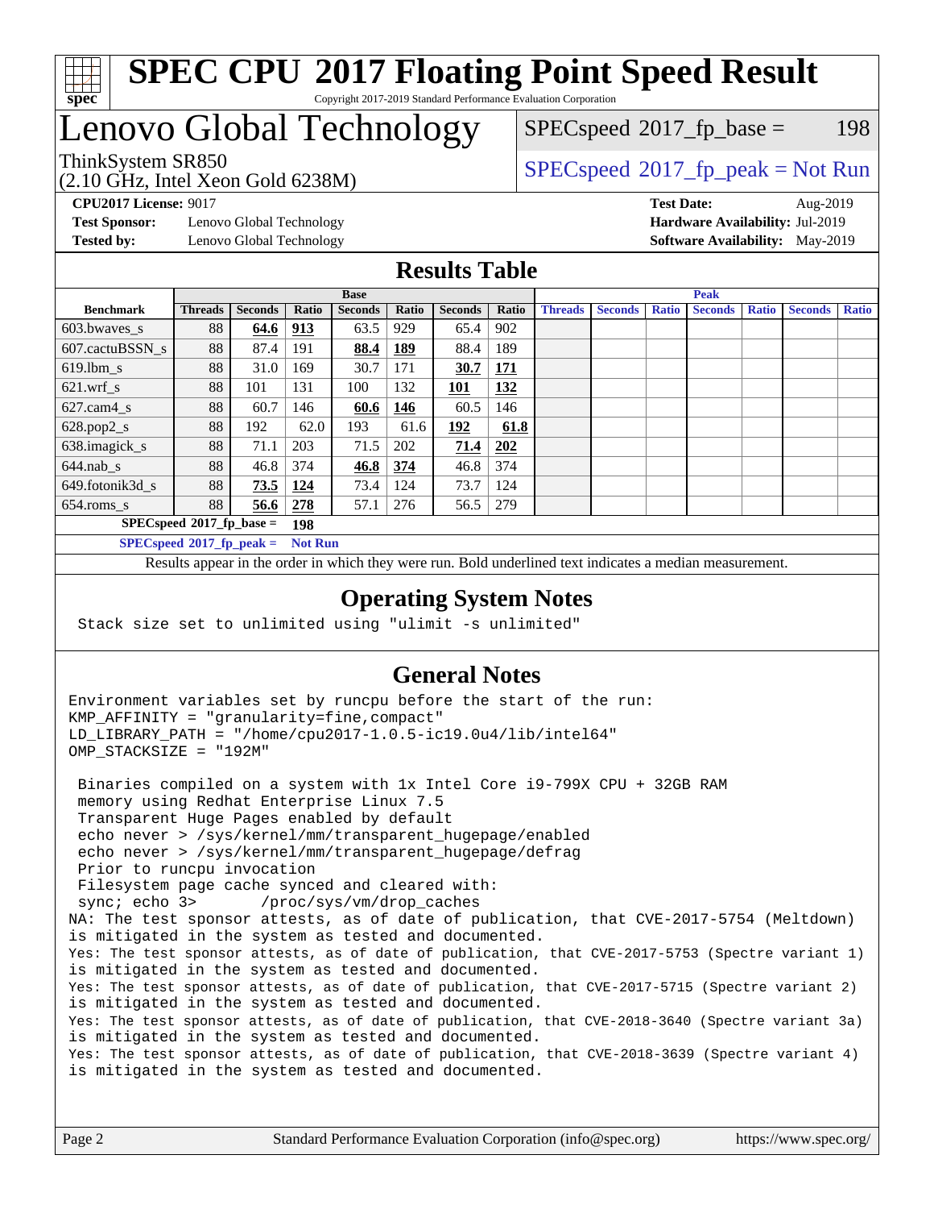# SPEC CPU 2017 Floating Point Speed Result

Copyright 2017-2019 Standard Performance Evaluation Corporation

## Lenovo Global Technology

ThinkSystem SR850
(2.10 GHz, Intel Xeon Gold 6238M)

SPECspeed 2017_fp_base = 198

SPECspeed 2017_fp_peak = Not Run

**CPU2017 License:** 9017
**Test Sponsor:** Lenovo Global Technology
**Tested by:** Lenovo Global Technology

**Test Date:** Aug-2019
**Hardware Availability:** Jul-2019
**Software Availability:** May-2019

## Results Table

| Benchmark | Base | | | | | | | Peak | | | | | | |
|---|---|---|---|---|---|---|---|---|---|---|---|---|---|---|
| | Threads | Seconds | Ratio | Seconds | Ratio | Seconds | Ratio | Threads | Seconds | Ratio | Seconds | Ratio | Seconds | Ratio |
| 603.bwaves_s | 88 | **64.6** | **913** | 63.5 | 929 | 65.4 | 902 | | | | | | | |
| 607.cactuBSSN_s | 88 | 87.4 | 191 | **88.4** | **189** | 88.4 | 189 | | | | | | | |
| 619.lbm_s | 88 | 31.0 | 169 | 30.7 | 171 | **30.7** | **171** | | | | | | | |
| 621.wrf_s | 88 | 101 | 131 | 100 | 132 | **101** | **132** | | | | | | | |
| 627.cam4_s | 88 | 60.7 | 146 | **60.6** | **146** | 60.5 | 146 | | | | | | | |
| 628.pop2_s | 88 | 192 | 62.0 | 193 | 61.6 | **192** | **61.8** | | | | | | | |
| 638.imagick_s | 88 | 71.1 | 203 | 71.5 | 202 | **71.4** | **202** | | | | | | | |
| 644.nab_s | 88 | 46.8 | 374 | **46.8** | **374** | 46.8 | 374 | | | | | | | |
| 649.fotonik3d_s | 88 | **73.5** | **124** | 73.4 | 124 | 73.7 | 124 | | | | | | | |
| 654.roms_s | 88 | **56.6** | **278** | 57.1 | 276 | 56.5 | 279 | | | | | | | |

**SPECspeed 2017_fp_base = 198**

**SPECspeed 2017_fp_peak = Not Run**

Results appear in the order in which they were run. Bold underlined text indicates a median measurement.

## Operating System Notes

```
Stack size set to unlimited using "ulimit -s unlimited"
```

## General Notes

```
Environment variables set by runcpu before the start of the run:
KMP_AFFINITY = "granularity=fine,compact"
LD_LIBRARY_PATH = "/home/cpu2017-1.0.5-ic19.0u4/lib/intel64"
OMP_STACKSIZE = "192M"

 Binaries compiled on a system with 1x Intel Core i9-799X CPU + 32GB RAM
 memory using Redhat Enterprise Linux 7.5
 Transparent Huge Pages enabled by default
 echo never > /sys/kernel/mm/transparent_hugepage/enabled
 echo never > /sys/kernel/mm/transparent_hugepage/defrag
 Prior to runcpu invocation
 Filesystem page cache synced and cleared with:
 sync; echo 3>       /proc/sys/vm/drop_caches
NA: The test sponsor attests, as of date of publication, that CVE-2017-5754 (Meltdown)
is mitigated in the system as tested and documented.
Yes: The test sponsor attests, as of date of publication, that CVE-2017-5753 (Spectre variant 1)
is mitigated in the system as tested and documented.
Yes: The test sponsor attests, as of date of publication, that CVE-2017-5715 (Spectre variant 2)
is mitigated in the system as tested and documented.
Yes: The test sponsor attests, as of date of publication, that CVE-2018-3640 (Spectre variant 3a)
is mitigated in the system as tested and documented.
Yes: The test sponsor attests, as of date of publication, that CVE-2018-3639 (Spectre variant 4)
is mitigated in the system as tested and documented.
```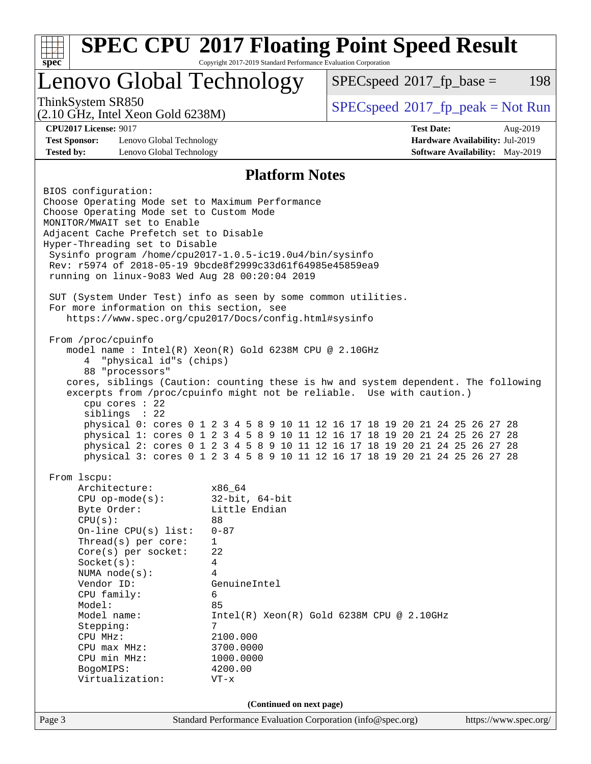# SPEC CPU 2017 Floating Point Speed Result

Copyright 2017-2019 Standard Performance Evaluation Corporation

## Lenovo Global Technology

ThinkSystem SR850
(2.10 GHz, Intel Xeon Gold 6238M)

SPECspeed 2017_fp_base = 198

SPECspeed 2017_fp_peak = Not Run

**CPU2017 License:** 9017
**Test Sponsor:** Lenovo Global Technology
**Tested by:** Lenovo Global Technology

**Test Date:** Aug-2019
**Hardware Availability:** Jul-2019
**Software Availability:** May-2019

### Platform Notes

```
BIOS configuration:
Choose Operating Mode set to Maximum Performance
Choose Operating Mode set to Custom Mode
MONITOR/MWAIT set to Enable
Adjacent Cache Prefetch set to Disable
Hyper-Threading set to Disable
 Sysinfo program /home/cpu2017-1.0.5-ic19.0u4/bin/sysinfo
 Rev: r5974 of 2018-05-19 9bcde8f2999c33d61f64985e45859ea9
 running on linux-9o83 Wed Aug 28 00:20:04 2019

 SUT (System Under Test) info as seen by some common utilities.
 For more information on this section, see
    https://www.spec.org/cpu2017/Docs/config.html#sysinfo

 From /proc/cpuinfo
    model name : Intel(R) Xeon(R) Gold 6238M CPU @ 2.10GHz
       4  "physical id"s (chips)
       88 "processors"
    cores, siblings (Caution: counting these is hw and system dependent. The following
    excerpts from /proc/cpuinfo might not be reliable.  Use with caution.)
       cpu cores : 22
       siblings  : 22
       physical 0: cores 0 1 2 3 4 5 8 9 10 11 12 16 17 18 19 20 21 24 25 26 27 28
       physical 1: cores 0 1 2 3 4 5 8 9 10 11 12 16 17 18 19 20 21 24 25 26 27 28
       physical 2: cores 0 1 2 3 4 5 8 9 10 11 12 16 17 18 19 20 21 24 25 26 27 28
       physical 3: cores 0 1 2 3 4 5 8 9 10 11 12 16 17 18 19 20 21 24 25 26 27 28

 From lscpu:
      Architecture:          x86_64
      CPU op-mode(s):        32-bit, 64-bit
      Byte Order:            Little Endian
      CPU(s):                88
      On-line CPU(s) list:   0-87
      Thread(s) per core:    1
      Core(s) per socket:    22
      Socket(s):             4
      NUMA node(s):          4
      Vendor ID:             GenuineIntel
      CPU family:            6
      Model:                 85
      Model name:            Intel(R) Xeon(R) Gold 6238M CPU @ 2.10GHz
      Stepping:              7
      CPU MHz:               2100.000
      CPU max MHz:           3700.0000
      CPU min MHz:           1000.0000
      BogoMIPS:              4200.00
      Virtualization:        VT-x
```

(Continued on next page)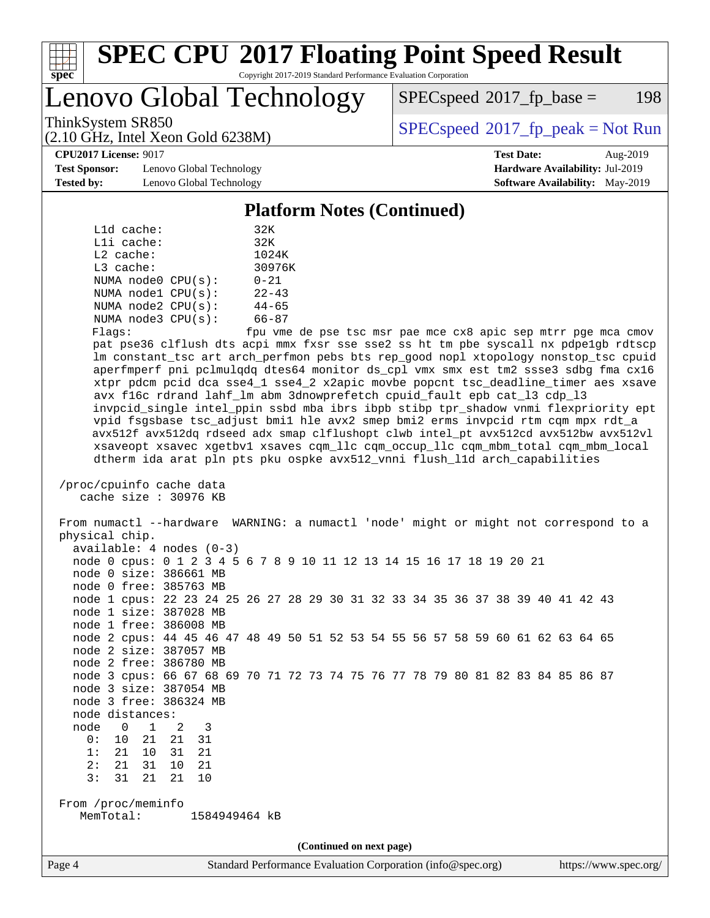## Platform Notes (Continued)

```
     L1d cache:             32K
     L1i cache:             32K
     L2 cache:              1024K
     L3 cache:              30976K
     NUMA node0 CPU(s):     0-21
     NUMA node1 CPU(s):     22-43
     NUMA node2 CPU(s):     44-65
     NUMA node3 CPU(s):     66-87
     Flags:                 fpu vme de pse tsc msr pae mce cx8 apic sep mtrr pge mca cmov
     pat pse36 clflush dts acpi mmx fxsr sse sse2 ss ht tm pbe syscall nx pdpe1gb rdtscp
     lm constant_tsc art arch_perfmon pebs bts rep_good nopl xtopology nonstop_tsc cpuid
     aperfmperf pni pclmulqdq dtes64 monitor ds_cpl vmx smx est tm2 ssse3 sdbg fma cx16
     xtpr pdcm pcid dca sse4_1 sse4_2 x2apic movbe popcnt tsc_deadline_timer aes xsave
     avx f16c rdrand lahf_lm abm 3dnowprefetch cpuid_fault epb cat_l3 cdp_l3
     invpcid_single intel_ppin ssbd mba ibrs ibpb stibp tpr_shadow vnmi flexpriority ept
     vpid fsgsbase tsc_adjust bmi1 hle avx2 smep bmi2 erms invpcid rtm cqm mpx rdt_a
     avx512f avx512dq rdseed adx smap clflushopt clwb intel_pt avx512cd avx512bw avx512vl
     xsaveopt xsavec xgetbv1 xsaves cqm_llc cqm_occup_llc cqm_mbm_total cqm_mbm_local
     dtherm ida arat pln pts pku ospke avx512_vnni flush_l1d arch_capabilities

 /proc/cpuinfo cache data
    cache size : 30976 KB

 From numactl --hardware  WARNING: a numactl 'node' might or might not correspond to a
 physical chip.
   available: 4 nodes (0-3)
   node 0 cpus: 0 1 2 3 4 5 6 7 8 9 10 11 12 13 14 15 16 17 18 19 20 21
   node 0 size: 386661 MB
   node 0 free: 385763 MB
   node 1 cpus: 22 23 24 25 26 27 28 29 30 31 32 33 34 35 36 37 38 39 40 41 42 43
   node 1 size: 387028 MB
   node 1 free: 386008 MB
   node 2 cpus: 44 45 46 47 48 49 50 51 52 53 54 55 56 57 58 59 60 61 62 63 64 65
   node 2 size: 387057 MB
   node 2 free: 386780 MB
   node 3 cpus: 66 67 68 69 70 71 72 73 74 75 76 77 78 79 80 81 82 83 84 85 86 87
   node 3 size: 387054 MB
   node 3 free: 386324 MB
   node distances:
   node   0   1   2   3
     0:  10  21  21  31
     1:  21  10  31  21
     2:  21  31  10  21
     3:  31  21  21  10

 From /proc/meminfo
    MemTotal:       1584949464 kB
```

(Continued on next page)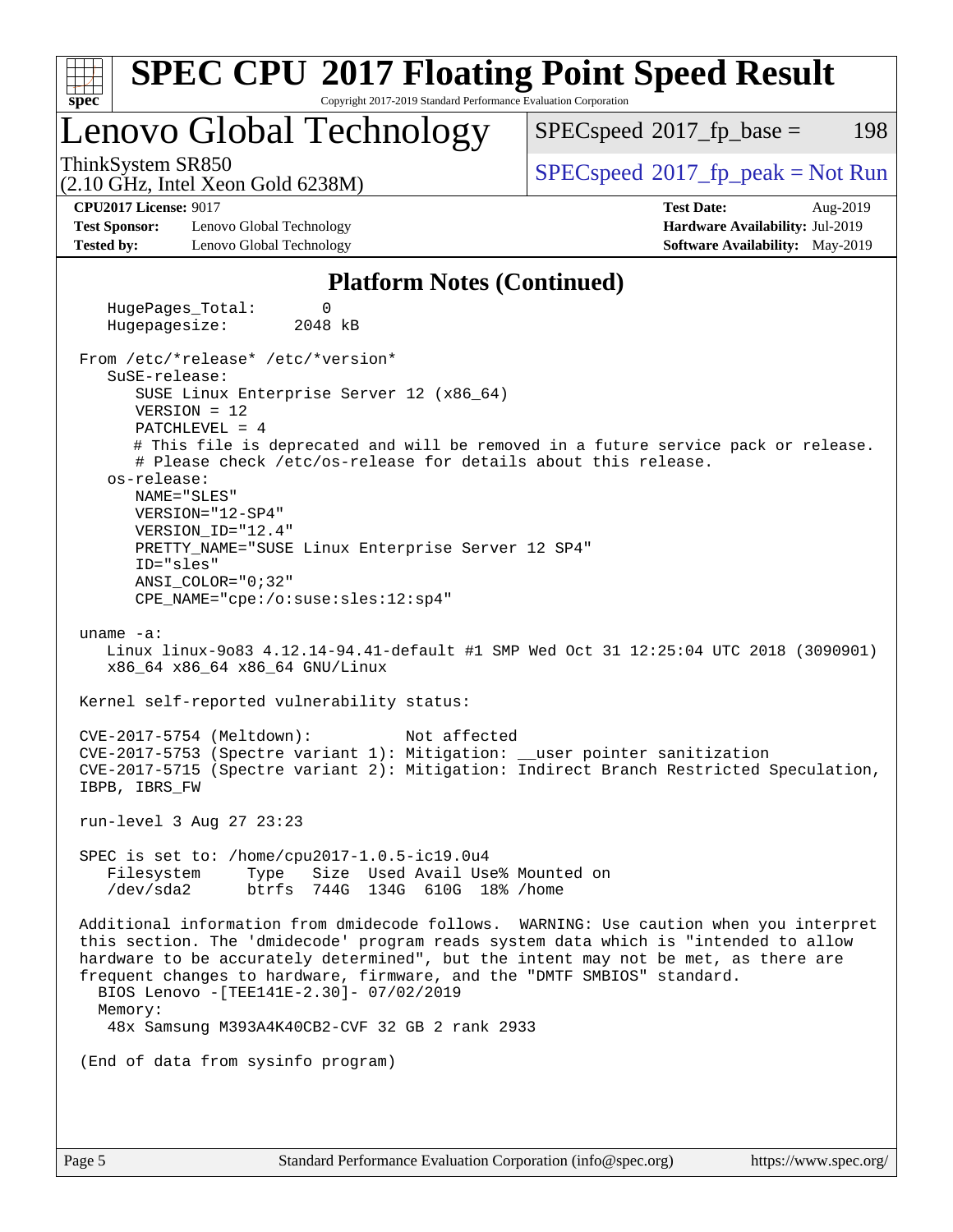# SPEC CPU 2017 Floating Point Speed Result

Copyright 2017-2019 Standard Performance Evaluation Corporation

## Lenovo Global Technology

ThinkSystem SR850
(2.10 GHz, Intel Xeon Gold 6238M)

SPECspeed 2017_fp_base = 198

SPECspeed 2017_fp_peak = Not Run

**CPU2017 License:** 9017
**Test Sponsor:** Lenovo Global Technology
**Tested by:** Lenovo Global Technology

**Test Date:** Aug-2019
**Hardware Availability:** Jul-2019
**Software Availability:** May-2019

## Platform Notes (Continued)

```
    HugePages_Total:       0
    Hugepagesize:       2048 kB

 From /etc/*release* /etc/*version*
    SuSE-release:
       SUSE Linux Enterprise Server 12 (x86_64)
       VERSION = 12
       PATCHLEVEL = 4
       # This file is deprecated and will be removed in a future service pack or release.
       # Please check /etc/os-release for details about this release.
    os-release:
       NAME="SLES"
       VERSION="12-SP4"
       VERSION_ID="12.4"
       PRETTY_NAME="SUSE Linux Enterprise Server 12 SP4"
       ID="sles"
       ANSI_COLOR="0;32"
       CPE_NAME="cpe:/o:suse:sles:12:sp4"

 uname -a:
    Linux linux-9o83 4.12.14-94.41-default #1 SMP Wed Oct 31 12:25:04 UTC 2018 (3090901)
    x86_64 x86_64 x86_64 GNU/Linux

 Kernel self-reported vulnerability status:

 CVE-2017-5754 (Meltdown):          Not affected
 CVE-2017-5753 (Spectre variant 1): Mitigation: __user pointer sanitization
 CVE-2017-5715 (Spectre variant 2): Mitigation: Indirect Branch Restricted Speculation,
 IBPB, IBRS_FW

 run-level 3 Aug 27 23:23

 SPEC is set to: /home/cpu2017-1.0.5-ic19.0u4
    Filesystem     Type   Size  Used Avail Use% Mounted on
    /dev/sda2      btrfs  744G  134G  610G  18% /home

 Additional information from dmidecode follows.  WARNING: Use caution when you interpret
 this section. The 'dmidecode' program reads system data which is "intended to allow
 hardware to be accurately determined", but the intent may not be met, as there are
 frequent changes to hardware, firmware, and the "DMTF SMBIOS" standard.
   BIOS Lenovo -[TEE141E-2.30]- 07/02/2019
   Memory:
    48x Samsung M393A4K40CB2-CVF 32 GB 2 rank 2933

 (End of data from sysinfo program)
```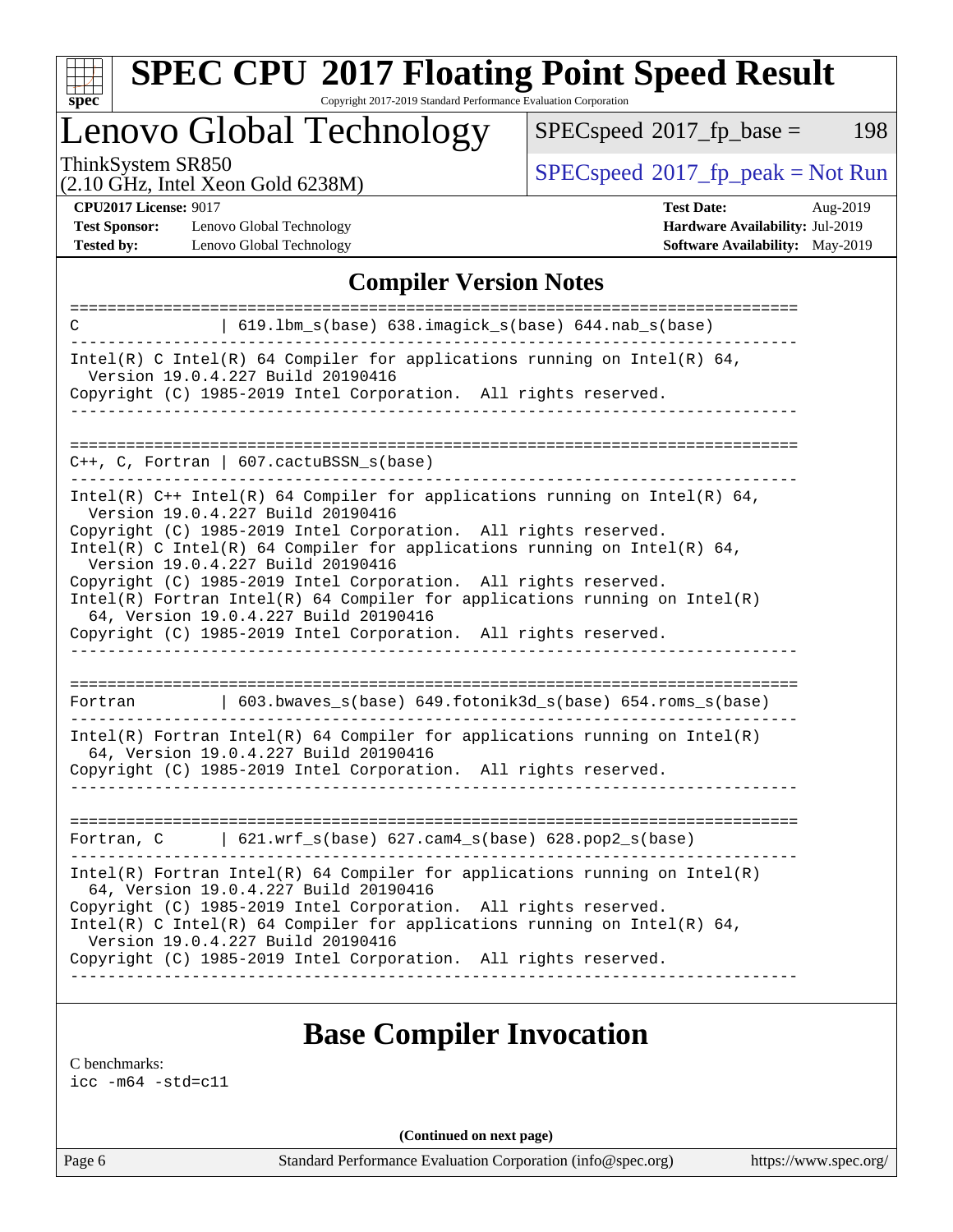# Lenovo Global Technology

ThinkSystem SR850
(2.10 GHz, Intel Xeon Gold 6238M)

SPECspeed 2017_fp_base = 198

SPECspeed 2017_fp_peak = Not Run

**CPU2017 License:** 9017
**Test Sponsor:** Lenovo Global Technology
**Tested by:** Lenovo Global Technology

**Test Date:** Aug-2019
**Hardware Availability:** Jul-2019
**Software Availability:** May-2019

## Compiler Version Notes

```
==============================================================================
C               | 619.lbm_s(base) 638.imagick_s(base) 644.nab_s(base)
------------------------------------------------------------------------------
Intel(R) C Intel(R) 64 Compiler for applications running on Intel(R) 64,
  Version 19.0.4.227 Build 20190416
Copyright (C) 1985-2019 Intel Corporation.  All rights reserved.
------------------------------------------------------------------------------

==============================================================================
C++, C, Fortran | 607.cactuBSSN_s(base)
------------------------------------------------------------------------------
Intel(R) C++ Intel(R) 64 Compiler for applications running on Intel(R) 64,
  Version 19.0.4.227 Build 20190416
Copyright (C) 1985-2019 Intel Corporation.  All rights reserved.
Intel(R) C Intel(R) 64 Compiler for applications running on Intel(R) 64,
  Version 19.0.4.227 Build 20190416
Copyright (C) 1985-2019 Intel Corporation.  All rights reserved.
Intel(R) Fortran Intel(R) 64 Compiler for applications running on Intel(R)
  64, Version 19.0.4.227 Build 20190416
Copyright (C) 1985-2019 Intel Corporation.  All rights reserved.
------------------------------------------------------------------------------

==============================================================================
Fortran         | 603.bwaves_s(base) 649.fotonik3d_s(base) 654.roms_s(base)
------------------------------------------------------------------------------
Intel(R) Fortran Intel(R) 64 Compiler for applications running on Intel(R)
  64, Version 19.0.4.227 Build 20190416
Copyright (C) 1985-2019 Intel Corporation.  All rights reserved.
------------------------------------------------------------------------------

==============================================================================
Fortran, C      | 621.wrf_s(base) 627.cam4_s(base) 628.pop2_s(base)
------------------------------------------------------------------------------
Intel(R) Fortran Intel(R) 64 Compiler for applications running on Intel(R)
  64, Version 19.0.4.227 Build 20190416
Copyright (C) 1985-2019 Intel Corporation.  All rights reserved.
Intel(R) C Intel(R) 64 Compiler for applications running on Intel(R) 64,
  Version 19.0.4.227 Build 20190416
Copyright (C) 1985-2019 Intel Corporation.  All rights reserved.
------------------------------------------------------------------------------
```

## Base Compiler Invocation

C benchmarks:
`icc -m64 -std=c11`

**(Continued on next page)**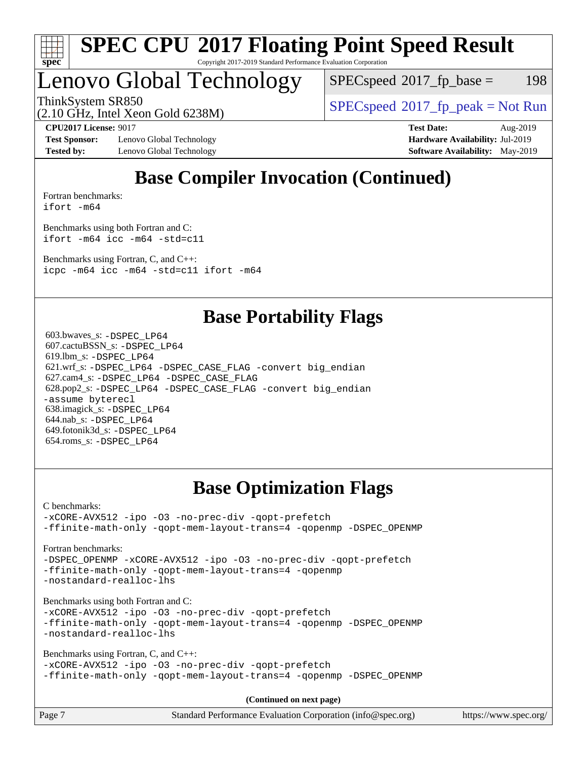# Lenovo Global Technology

ThinkSystem SR850
(2.10 GHz, Intel Xeon Gold 6238M)

SPECspeed 2017_fp_base = 198

SPECspeed 2017_fp_peak = Not Run

**CPU2017 License:** 9017
**Test Sponsor:** Lenovo Global Technology
**Tested by:** Lenovo Global Technology

**Test Date:** Aug-2019
**Hardware Availability:** Jul-2019
**Software Availability:** May-2019

## Base Compiler Invocation (Continued)

Fortran benchmarks:
```
ifort -m64
```

Benchmarks using both Fortran and C:
```
ifort -m64 icc -m64 -std=c11
```

Benchmarks using Fortran, C, and C++:
```
icpc -m64 icc -m64 -std=c11 ifort -m64
```

## Base Portability Flags

603.bwaves_s: -DSPEC_LP64
607.cactuBSSN_s: -DSPEC_LP64
619.lbm_s: -DSPEC_LP64
621.wrf_s: -DSPEC_LP64 -DSPEC_CASE_FLAG -convert big_endian
627.cam4_s: -DSPEC_LP64 -DSPEC_CASE_FLAG
628.pop2_s: -DSPEC_LP64 -DSPEC_CASE_FLAG -convert big_endian -assume byterecl
638.imagick_s: -DSPEC_LP64
644.nab_s: -DSPEC_LP64
649.fotonik3d_s: -DSPEC_LP64
654.roms_s: -DSPEC_LP64

## Base Optimization Flags

C benchmarks:
```
-xCORE-AVX512 -ipo -O3 -no-prec-div -qopt-prefetch
-ffinite-math-only -qopt-mem-layout-trans=4 -qopenmp -DSPEC_OPENMP
```

Fortran benchmarks:
```
-DSPEC_OPENMP -xCORE-AVX512 -ipo -O3 -no-prec-div -qopt-prefetch
-ffinite-math-only -qopt-mem-layout-trans=4 -qopenmp
-nostandard-realloc-lhs
```

Benchmarks using both Fortran and C:
```
-xCORE-AVX512 -ipo -O3 -no-prec-div -qopt-prefetch
-ffinite-math-only -qopt-mem-layout-trans=4 -qopenmp -DSPEC_OPENMP
-nostandard-realloc-lhs
```

Benchmarks using Fortran, C, and C++:
```
-xCORE-AVX512 -ipo -O3 -no-prec-div -qopt-prefetch
-ffinite-math-only -qopt-mem-layout-trans=4 -qopenmp -DSPEC_OPENMP
```

**(Continued on next page)**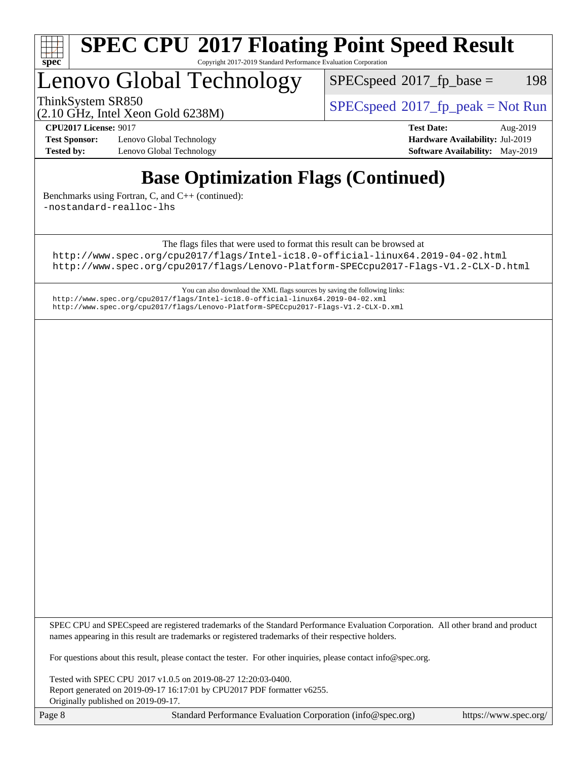## Base Optimization Flags (Continued)

Benchmarks using Fortran, C, and C++ (continued):
-nostandard-realloc-lhs

The flags files that were used to format this result can be browsed at
http://www.spec.org/cpu2017/flags/Intel-ic18.0-official-linux64.2019-04-02.html
http://www.spec.org/cpu2017/flags/Lenovo-Platform-SPECcpu2017-Flags-V1.2-CLX-D.html

You can also download the XML flags sources by saving the following links:
http://www.spec.org/cpu2017/flags/Intel-ic18.0-official-linux64.2019-04-02.xml
http://www.spec.org/cpu2017/flags/Lenovo-Platform-SPECcpu2017-Flags-V1.2-CLX-D.xml

SPEC CPU and SPECspeed are registered trademarks of the Standard Performance Evaluation Corporation. All other brand and product names appearing in this result are trademarks or registered trademarks of their respective holders.

For questions about this result, please contact the tester. For other inquiries, please contact info@spec.org.

Tested with SPEC CPU 2017 v1.0.5 on 2019-08-27 12:20:03-0400.
Report generated on 2019-09-17 16:17:01 by CPU2017 PDF formatter v6255.
Originally published on 2019-09-17.